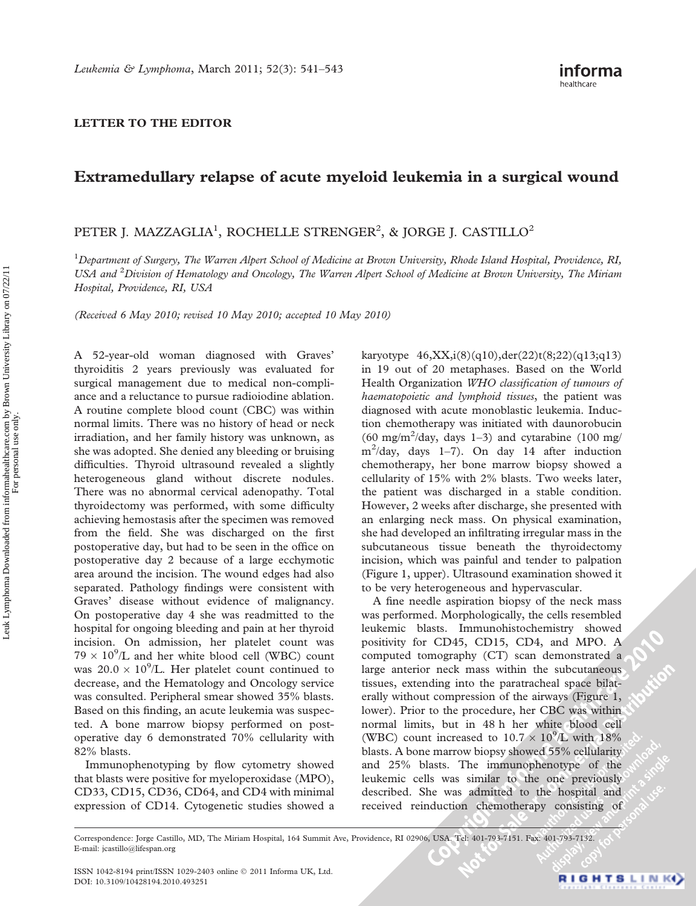LETTER TO THE EDITOR

# Extramedullary relapse of acute myeloid leukemia in a surgical wound

PETER J. MAZZAGLIA[1], ROCHELLE STRENGER[2], & JORGE J. CASTILLO[2]

[1]*Department of Surgery, The Warren Alpert School of Medicine at Brown University, Rhode Island Hospital, Providence, RI, USA and* [2]*Division of Hematology and Oncology, The Warren Alpert School of Medicine at Brown University, The Miriam Hospital, Providence, RI, USA*

*(Received 6 May 2010; revised 10 May 2010; accepted 10 May 2010)*

A 52-year-old woman diagnosed with Graves' thyroiditis 2 years previously was evaluated for surgical management due to medical non-compliance and a reluctance to pursue radioiodine ablation. A routine complete blood count (CBC) was within normal limits. There was no history of head or neck irradiation, and her family history was unknown, as she was adopted. She denied any bleeding or bruising difficulties. Thyroid ultrasound revealed a slightly heterogeneous gland without discrete nodules. There was no abnormal cervical adenopathy. Total thyroidectomy was performed, with some difficulty achieving hemostasis after the specimen was removed from the field. She was discharged on the first postoperative day, but had to be seen in the office on postoperative day 2 because of a large ecchymotic area around the incision. The wound edges had also separated. Pathology findings were consistent with Graves' disease without evidence of malignancy. On postoperative day 4 she was readmitted to the hospital for ongoing bleeding and pain at her thyroid incision. On admission, her platelet count was $79 \times 10^9$/L and her white blood cell (WBC) count was $20.0 \times 10^9$/L. Her platelet count continued to decrease, and the Hematology and Oncology service was consulted. Peripheral smear showed 35% blasts. Based on this finding, an acute leukemia was suspected. A bone marrow biopsy performed on postoperative day 6 demonstrated 70% cellularity with 82% blasts.

Immunophenotyping by flow cytometry showed that blasts were positive for myeloperoxidase (MPO), CD33, CD15, CD36, CD64, and CD4 with minimal expression of CD14. Cytogenetic studies showed a karyotype 46,XX,i(8)(q10),der(22)t(8;22)(q13;q13) in 19 out of 20 metaphases. Based on the World Health Organization *WHO classification of tumours of haematopoietic and lymphoid tissues*, the patient was diagnosed with acute monoblastic leukemia. Induction chemotherapy was initiated with daunorobucin (60 mg/m$^2$/day, days 1–3) and cytarabine (100 mg/m$^2$/day, days 1–7). On day 14 after induction chemotherapy, her bone marrow biopsy showed a cellularity of 15% with 2% blasts. Two weeks later, the patient was discharged in a stable condition. However, 2 weeks after discharge, she presented with an enlarging neck mass. On physical examination, she had developed an infiltrating irregular mass in the subcutaneous tissue beneath the thyroidectomy incision, which was painful and tender to palpation (Figure 1, upper). Ultrasound examination showed it to be very heterogeneous and hypervascular.

A fine needle aspiration biopsy of the neck mass was performed. Morphologically, the cells resembled leukemic blasts. Immunohistochemistry showed positivity for CD45, CD15, CD4, and MPO. A computed tomography (CT) scan demonstrated a large anterior neck mass within the subcutaneous tissues, extending into the paratracheal space bilaterally without compression of the airways (Figure 1, lower). Prior to the procedure, her CBC was within normal limits, but in 48 h her white blood cell (WBC) count increased to $10.7 \times 10^9$/L with 18% blasts. A bone marrow biopsy showed 55% cellularity and 25% blasts. The immunophenotype of the leukemic cells was similar to the one previously described. She was admitted to the hospital and received reinduction chemotherapy consisting of

Correspondence: Jorge Castillo, MD, The Miriam Hospital, 164 Summit Ave, Providence, RI 02906, USA. Tel: 401-793-7151. Fax: 401-793-7132. E-mail: jcastillo@lifespan.org

ISSN 1042-8194 print/ISSN 1029-2403 online © 2011 Informa UK, Ltd.
DOI: 10.3109/10428194.2010.493251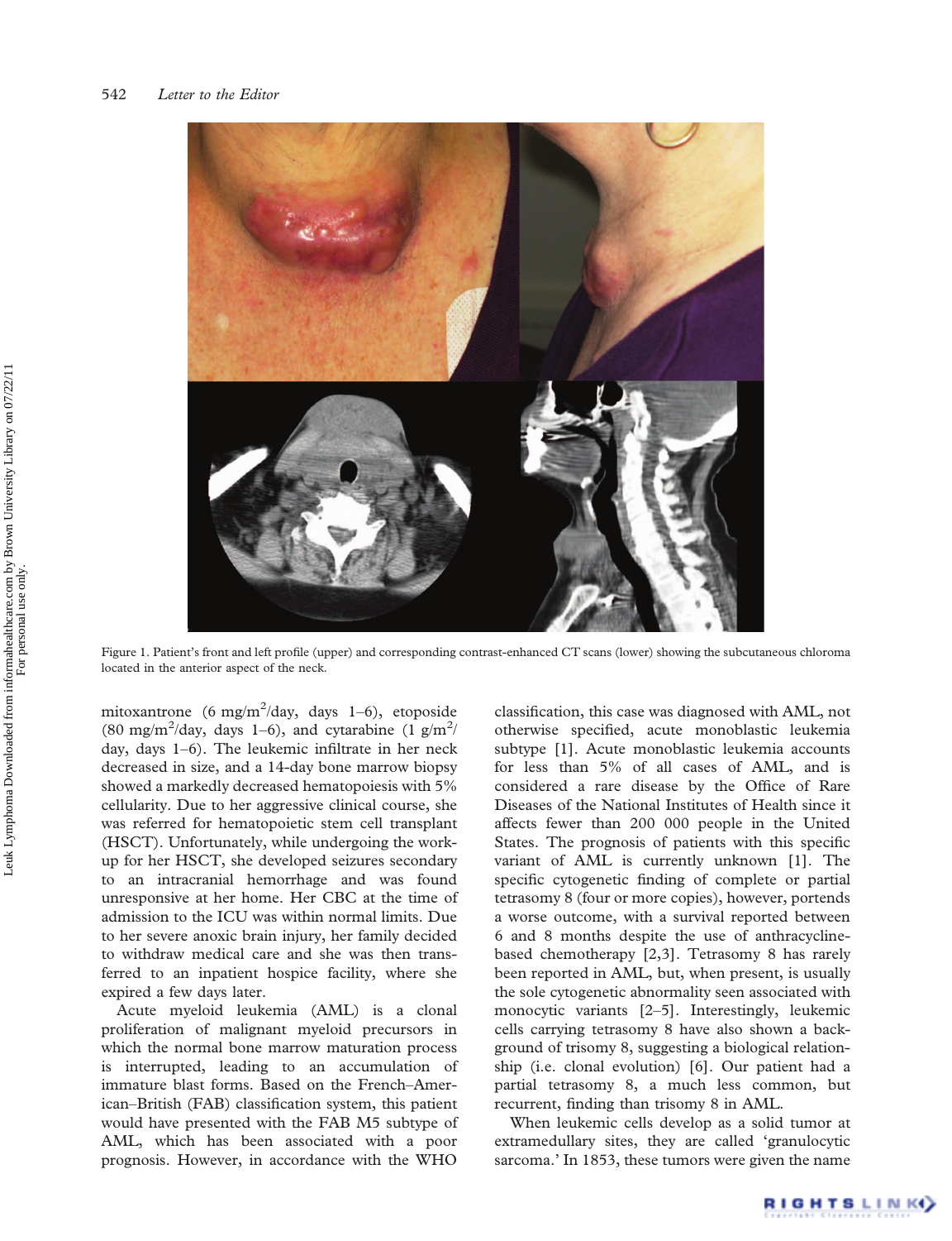Figure 1. Patient's front and left profile (upper) and corresponding contrast-enhanced CT scans (lower) showing the subcutaneous chloroma located in the anterior aspect of the neck.

mitoxantrone (6 mg/m$^2$/day, days 1–6), etoposide (80 mg/m$^2$/day, days 1–6), and cytarabine (1 g/m$^2$/day, days 1–6). The leukemic infiltrate in her neck decreased in size, and a 14-day bone marrow biopsy showed a markedly decreased hematopoiesis with 5% cellularity. Due to her aggressive clinical course, she was referred for hematopoietic stem cell transplant (HSCT). Unfortunately, while undergoing the work-up for her HSCT, she developed seizures secondary to an intracranial hemorrhage and was found unresponsive at her home. Her CBC at the time of admission to the ICU was within normal limits. Due to her severe anoxic brain injury, her family decided to withdraw medical care and she was then transferred to an inpatient hospice facility, where she expired a few days later.

Acute myeloid leukemia (AML) is a clonal proliferation of malignant myeloid precursors in which the normal bone marrow maturation process is interrupted, leading to an accumulation of immature blast forms. Based on the French–American–British (FAB) classification system, this patient would have presented with the FAB M5 subtype of AML, which has been associated with a poor prognosis. However, in accordance with the WHO classification, this case was diagnosed with AML, not otherwise specified, acute monoblastic leukemia subtype [1]. Acute monoblastic leukemia accounts for less than 5% of all cases of AML, and is considered a rare disease by the Office of Rare Diseases of the National Institutes of Health since it affects fewer than 200 000 people in the United States. The prognosis of patients with this specific variant of AML is currently unknown [1]. The specific cytogenetic finding of complete or partial tetrasomy 8 (four or more copies), however, portends a worse outcome, with a survival reported between 6 and 8 months despite the use of anthracycline-based chemotherapy [2,3]. Tetrasomy 8 has rarely been reported in AML, but, when present, is usually the sole cytogenetic abnormality seen associated with monocytic variants [2–5]. Interestingly, leukemic cells carrying tetrasomy 8 have also shown a background of trisomy 8, suggesting a biological relationship (i.e. clonal evolution) [6]. Our patient had a partial tetrasomy 8, a much less common, but recurrent, finding than trisomy 8 in AML.

When leukemic cells develop as a solid tumor at extramedullary sites, they are called 'granulocytic sarcoma.' In 1853, these tumors were given the name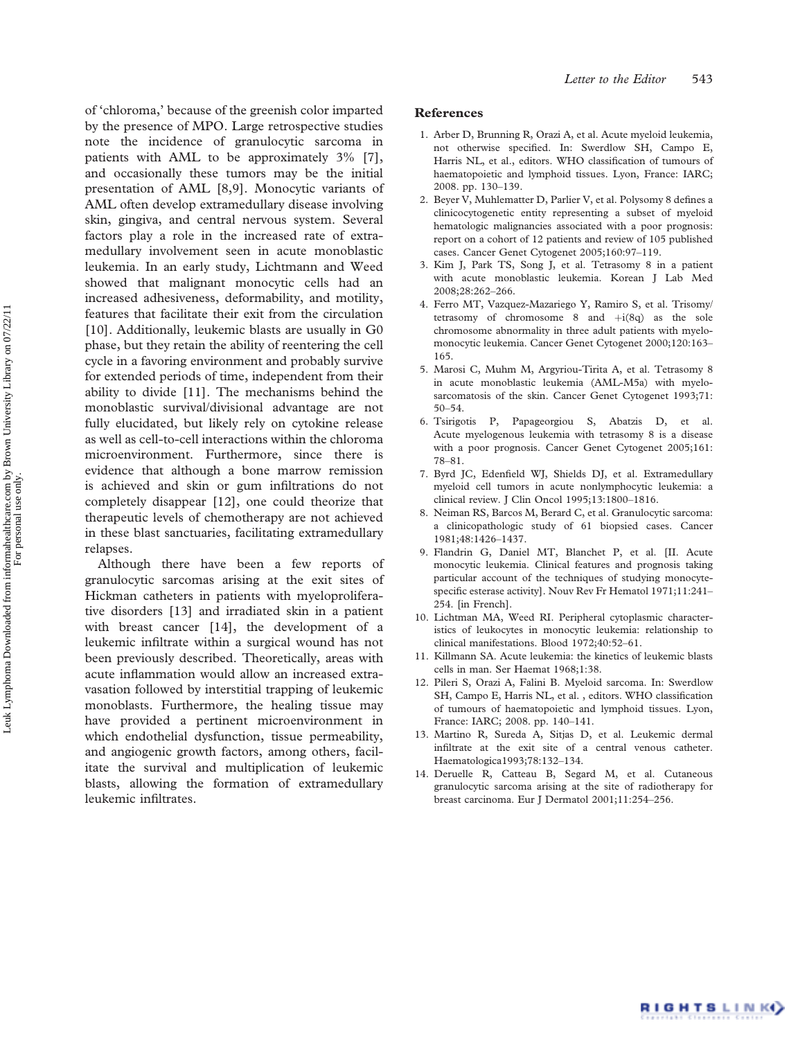of 'chloroma,' because of the greenish color imparted by the presence of MPO. Large retrospective studies note the incidence of granulocytic sarcoma in patients with AML to be approximately 3% [7], and occasionally these tumors may be the initial presentation of AML [8,9]. Monocytic variants of AML often develop extramedullary disease involving skin, gingiva, and central nervous system. Several factors play a role in the increased rate of extramedullary involvement seen in acute monoblastic leukemia. In an early study, Lichtmann and Weed showed that malignant monocytic cells had an increased adhesiveness, deformability, and motility, features that facilitate their exit from the circulation [10]. Additionally, leukemic blasts are usually in G0 phase, but they retain the ability of reentering the cell cycle in a favoring environment and probably survive for extended periods of time, independent from their ability to divide [11]. The mechanisms behind the monoblastic survival/divisional advantage are not fully elucidated, but likely rely on cytokine release as well as cell-to-cell interactions within the chloroma microenvironment. Furthermore, since there is evidence that although a bone marrow remission is achieved and skin or gum infiltrations do not completely disappear [12], one could theorize that therapeutic levels of chemotherapy are not achieved in these blast sanctuaries, facilitating extramedullary relapses.

Although there have been a few reports of granulocytic sarcomas arising at the exit sites of Hickman catheters in patients with myeloproliferative disorders [13] and irradiated skin in a patient with breast cancer [14], the development of a leukemic infiltrate within a surgical wound has not been previously described. Theoretically, areas with acute inflammation would allow an increased extravasation followed by interstitial trapping of leukemic monoblasts. Furthermore, the healing tissue may have provided a pertinent microenvironment in which endothelial dysfunction, tissue permeability, and angiogenic growth factors, among others, facilitate the survival and multiplication of leukemic blasts, allowing the formation of extramedullary leukemic infiltrates.

## References

1. Arber D, Brunning R, Orazi A, et al. Acute myeloid leukemia, not otherwise specified. In: Swerdlow SH, Campo E, Harris NL, et al., editors. WHO classification of tumours of haematopoietic and lymphoid tissues. Lyon, France: IARC; 2008. pp. 130–139.
2. Beyer V, Muhlematter D, Parlier V, et al. Polysomy 8 defines a clinicocytogenetic entity representing a subset of myeloid hematologic malignancies associated with a poor prognosis: report on a cohort of 12 patients and review of 105 published cases. Cancer Genet Cytogenet 2005;160:97–119.
3. Kim J, Park TS, Song J, et al. Tetrasomy 8 in a patient with acute monoblastic leukemia. Korean J Lab Med 2008;28:262–266.
4. Ferro MT, Vazquez-Mazariego Y, Ramiro S, et al. Trisomy/tetrasomy of chromosome 8 and +i(8q) as the sole chromosome abnormality in three adult patients with myelomonocytic leukemia. Cancer Genet Cytogenet 2000;120:163–165.
5. Marosi C, Muhm M, Argyriou-Tirita A, et al. Tetrasomy 8 in acute monoblastic leukemia (AML-M5a) with myelosarcomatosis of the skin. Cancer Genet Cytogenet 1993;71: 50–54.
6. Tsirigotis P, Papageorgiou S, Abatzis D, et al. Acute myelogenous leukemia with tetrasomy 8 is a disease with a poor prognosis. Cancer Genet Cytogenet 2005;161: 78–81.
7. Byrd JC, Edenfield WJ, Shields DJ, et al. Extramedullary myeloid cell tumors in acute nonlymphocytic leukemia: a clinical review. J Clin Oncol 1995;13:1800–1816.
8. Neiman RS, Barcos M, Berard C, et al. Granulocytic sarcoma: a clinicopathologic study of 61 biopsied cases. Cancer 1981;48:1426–1437.
9. Flandrin G, Daniel MT, Blanchet P, et al. [II. Acute monocytic leukemia. Clinical features and prognosis taking particular account of the techniques of studying monocyte-specific esterase activity]. Nouv Rev Fr Hematol 1971;11:241–254. [in French].
10. Lichtman MA, Weed RI. Peripheral cytoplasmic characteristics of leukocytes in monocytic leukemia: relationship to clinical manifestations. Blood 1972;40:52–61.
11. Killmann SA. Acute leukemia: the kinetics of leukemic blasts cells in man. Ser Haemat 1968;1:38.
12. Pileri S, Orazi A, Falini B. Myeloid sarcoma. In: Swerdlow SH, Campo E, Harris NL, et al. , editors. WHO classification of tumours of haematopoietic and lymphoid tissues. Lyon, France: IARC; 2008. pp. 140–141.
13. Martino R, Sureda A, Sitjas D, et al. Leukemic dermal infiltrate at the exit site of a central venous catheter. Haematologica1993;78:132–134.
14. Deruelle R, Catteau B, Segard M, et al. Cutaneous granulocytic sarcoma arising at the site of radiotherapy for breast carcinoma. Eur J Dermatol 2001;11:254–256.